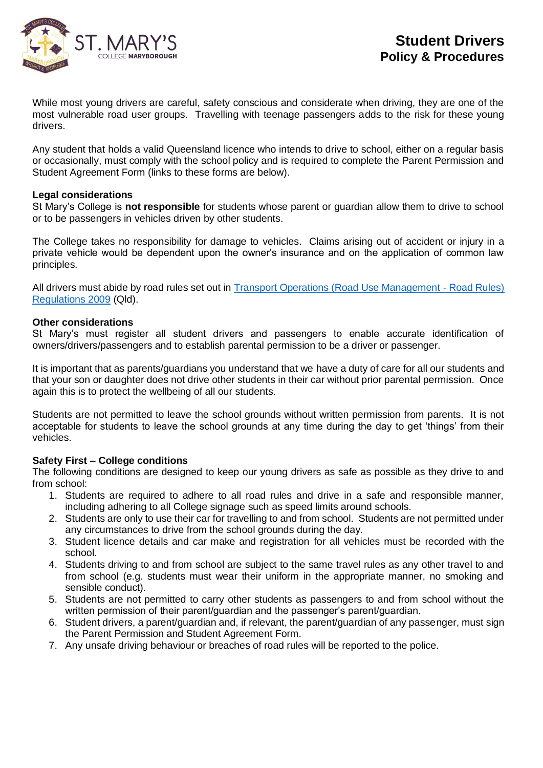# Student Drivers
## Policy & Procedures

While most young drivers are careful, safety conscious and considerate when driving, they are one of the most vulnerable road user groups. Travelling with teenage passengers adds to the risk for these young drivers.

Any student that holds a valid Queensland licence who intends to drive to school, either on a regular basis or occasionally, must comply with the school policy and is required to complete the Parent Permission and Student Agreement Form (links to these forms are below).

### Legal considerations

St Mary's College is **not responsible** for students whose parent or guardian allow them to drive to school or to be passengers in vehicles driven by other students.

The College takes no responsibility for damage to vehicles. Claims arising out of accident or injury in a private vehicle would be dependent upon the owner's insurance and on the application of common law principles.

All drivers must abide by road rules set out in Transport Operations (Road Use Management - Road Rules) Regulations 2009 (Qld).

### Other considerations

St Mary's must register all student drivers and passengers to enable accurate identification of owners/drivers/passengers and to establish parental permission to be a driver or passenger.

It is important that as parents/guardians you understand that we have a duty of care for all our students and that your son or daughter does not drive other students in their car without prior parental permission. Once again this is to protect the wellbeing of all our students.

Students are not permitted to leave the school grounds without written permission from parents. It is not acceptable for students to leave the school grounds at any time during the day to get 'things' from their vehicles.

### Safety First – College conditions

The following conditions are designed to keep our young drivers as safe as possible as they drive to and from school:

1. Students are required to adhere to all road rules and drive in a safe and responsible manner, including adhering to all College signage such as speed limits around schools.
2. Students are only to use their car for travelling to and from school. Students are not permitted under any circumstances to drive from the school grounds during the day.
3. Student licence details and car make and registration for all vehicles must be recorded with the school.
4. Students driving to and from school are subject to the same travel rules as any other travel to and from school (e.g. students must wear their uniform in the appropriate manner, no smoking and sensible conduct).
5. Students are not permitted to carry other students as passengers to and from school without the written permission of their parent/guardian and the passenger's parent/guardian.
6. Student drivers, a parent/guardian and, if relevant, the parent/guardian of any passenger, must sign the Parent Permission and Student Agreement Form.
7. Any unsafe driving behaviour or breaches of road rules will be reported to the police.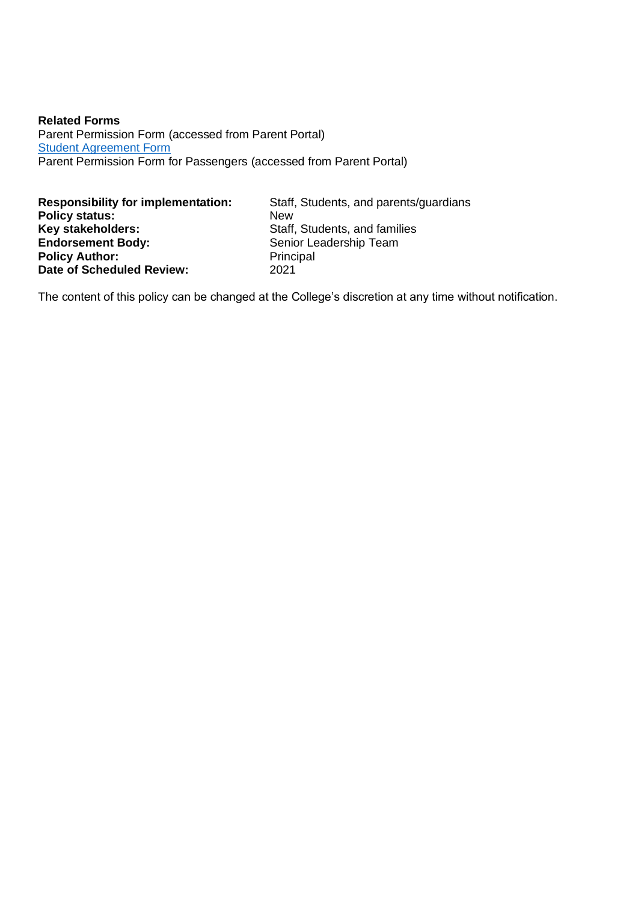**Related Forms**

Parent Permission Form (accessed from Parent Portal)
Student Agreement Form
Parent Permission Form for Passengers (accessed from Parent Portal)

| | |
|---|---|
| **Responsibility for implementation:** | Staff, Students, and parents/guardians |
| **Policy status:** | New |
| **Key stakeholders:** | Staff, Students, and families |
| **Endorsement Body:** | Senior Leadership Team |
| **Policy Author:** | Principal |
| **Date of Scheduled Review:** | 2021 |

The content of this policy can be changed at the College's discretion at any time without notification.